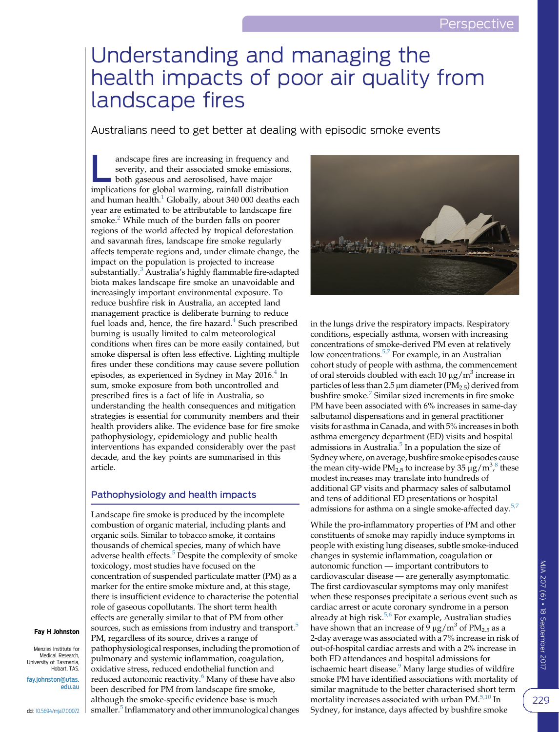# Understanding and managing the health impacts of poor air quality from landscape fires

Australians need to get better at dealing with episodic smoke events

Landscape fires are increasing in frequency and severity, and their associated smoke emissions, both gaseous and aerosolised, have major implications for global warming, rainfall distribution and human health.[1] Globally, about 340 000 deaths each year are estimated to be attributable to landscape fire smoke.[2] While much of the burden falls on poorer regions of the world affected by tropical deforestation and savannah fires, landscape fire smoke regularly affects temperate regions and, under climate change, the impact on the population is projected to increase substantially.[3] Australia's highly flammable fire-adapted biota makes landscape fire smoke an unavoidable and increasingly important environmental exposure. To reduce bushfire risk in Australia, an accepted land management practice is deliberate burning to reduce fuel loads and, hence, the fire hazard.[4] Such prescribed burning is usually limited to calm meteorological conditions when fires can be more easily contained, but smoke dispersal is often less effective. Lighting multiple fires under these conditions may cause severe pollution episodes, as experienced in Sydney in May 2016.[4] In sum, smoke exposure from both uncontrolled and prescribed fires is a fact of life in Australia, so understanding the health consequences and mitigation strategies is essential for community members and their health providers alike. The evidence base for fire smoke pathophysiology, epidemiology and public health interventions has expanded considerably over the past decade, and the key points are summarised in this article.

## Pathophysiology and health impacts

Landscape fire smoke is produced by the incomplete combustion of organic material, including plants and organic soils. Similar to tobacco smoke, it contains thousands of chemical species, many of which have adverse health effects.[5] Despite the complexity of smoke toxicology, most studies have focused on the concentration of suspended particulate matter (PM) as a marker for the entire smoke mixture and, at this stage, there is insufficient evidence to characterise the potential role of gaseous copollutants. The short term health effects are generally similar to that of PM from other sources, such as emissions from industry and transport.[5] PM, regardless of its source, drives a range of pathophysiological responses, including the promotion of pulmonary and systemic inflammation, coagulation, oxidative stress, reduced endothelial function and reduced autonomic reactivity.[6] Many of these have also been described for PM from landscape fire smoke, although the smoke-specific evidence base is much smaller.[5] Inflammatory and other immunological changes in the lungs drive the respiratory impacts. Respiratory conditions, especially asthma, worsen with increasing concentrations of smoke-derived PM even at relatively low concentrations.[5,7] For example, in an Australian cohort study of people with asthma, the commencement of oral steroids doubled with each 10 $\mu g/m^3$ increase in particles of less than 2.5 $\mu m$ diameter ($PM_{2.5}$) derived from bushfire smoke.[7] Similar sized increments in fire smoke PM have been associated with 6% increases in same-day salbutamol dispensations and in general practitioner visits for asthma in Canada, and with 5% increases in both asthma emergency department (ED) visits and hospital admissions in Australia.[5] In a population the size of Sydney where, on average, bushfire smoke episodes cause the mean city-wide $PM_{2.5}$ to increase by 35 $\mu g/m^3$,[8] these modest increases may translate into hundreds of additional GP visits and pharmacy sales of salbutamol and tens of additional ED presentations or hospital admissions for asthma on a single smoke-affected day.[5,7]

While the pro-inflammatory properties of PM and other constituents of smoke may rapidly induce symptoms in people with existing lung diseases, subtle smoke-induced changes in systemic inflammation, coagulation or autonomic function — important contributors to cardiovascular disease — are generally asymptomatic. The first cardiovascular symptoms may only manifest when these responses precipitate a serious event such as cardiac arrest or acute coronary syndrome in a person already at high risk.[5,6] For example, Australian studies have shown that an increase of 9 $\mu g/m^3$ of $PM_{2.5}$ as a 2-day average was associated with a 7% increase in risk of out-of-hospital cardiac arrests and with a 2% increase in both ED attendances and hospital admissions for ischaemic heart disease.[9] Many large studies of wildfire smoke PM have identified associations with mortality of similar magnitude to the better characterised short term mortality increases associated with urban PM.[5,10] In Sydney, for instance, days affected by bushfire smoke

**Fay H Johnston**

Menzies Institute for Medical Research, University of Tasmania, Hobart, TAS.

fay.johnston@utas.edu.au

doi: 10.5694/mja17.00072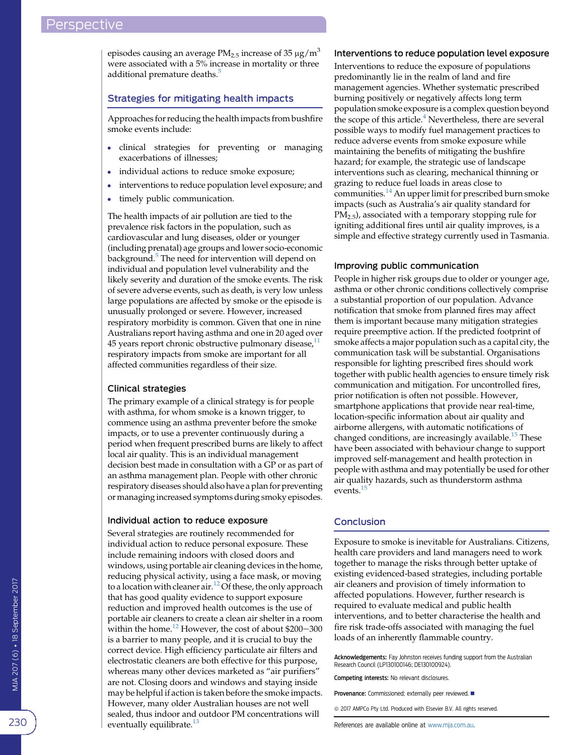episodes causing an average $PM_{2.5}$ increase of 35 $\mu g/m^3$ were associated with a 5% increase in mortality or three additional premature deaths.[5]

## Strategies for mitigating health impacts

Approaches for reducing the health impacts from bushfire smoke events include:

- clinical strategies for preventing or managing exacerbations of illnesses;
- individual actions to reduce smoke exposure;
- interventions to reduce population level exposure; and
- timely public communication.

The health impacts of air pollution are tied to the prevalence risk factors in the population, such as cardiovascular and lung diseases, older or younger (including prenatal) age groups and lower socio-economic background.[5] The need for intervention will depend on individual and population level vulnerability and the likely severity and duration of the smoke events. The risk of severe adverse events, such as death, is very low unless large populations are affected by smoke or the episode is unusually prolonged or severe. However, increased respiratory morbidity is common. Given that one in nine Australians report having asthma and one in 20 aged over 45 years report chronic obstructive pulmonary disease,[11] respiratory impacts from smoke are important for all affected communities regardless of their size.

### Clinical strategies

The primary example of a clinical strategy is for people with asthma, for whom smoke is a known trigger, to commence using an asthma preventer before the smoke impacts, or to use a preventer continuously during a period when frequent prescribed burns are likely to affect local air quality. This is an individual management decision best made in consultation with a GP or as part of an asthma management plan. People with other chronic respiratory diseases should also have a plan for preventing or managing increased symptoms during smoky episodes.

### Individual action to reduce exposure

Several strategies are routinely recommended for individual action to reduce personal exposure. These include remaining indoors with closed doors and windows, using portable air cleaning devices in the home, reducing physical activity, using a face mask, or moving to a location with cleaner air.[12] Of these, the only approach that has good quality evidence to support exposure reduction and improved health outcomes is the use of portable air cleaners to create a clean air shelter in a room within the home.[12] However, the cost of about \$200−300 is a barrier to many people, and it is crucial to buy the correct device. High efficiency particulate air filters and electrostatic cleaners are both effective for this purpose, whereas many other devices marketed as "air purifiers" are not. Closing doors and windows and staying inside may be helpful if action is taken before the smoke impacts. However, many older Australian houses are not well sealed, thus indoor and outdoor PM concentrations will eventually equilibrate.[13]

### Interventions to reduce population level exposure

Interventions to reduce the exposure of populations predominantly lie in the realm of land and fire management agencies. Whether systematic prescribed burning positively or negatively affects long term population smoke exposure is a complex question beyond the scope of this article.[4] Nevertheless, there are several possible ways to modify fuel management practices to reduce adverse events from smoke exposure while maintaining the benefits of mitigating the bushfire hazard; for example, the strategic use of landscape interventions such as clearing, mechanical thinning or grazing to reduce fuel loads in areas close to communities.[14] An upper limit for prescribed burn smoke impacts (such as Australia's air quality standard for $PM_{2.5}$), associated with a temporary stopping rule for igniting additional fires until air quality improves, is a simple and effective strategy currently used in Tasmania.

### Improving public communication

People in higher risk groups due to older or younger age, asthma or other chronic conditions collectively comprise a substantial proportion of our population. Advance notification that smoke from planned fires may affect them is important because many mitigation strategies require preemptive action. If the predicted footprint of smoke affects a major population such as a capital city, the communication task will be substantial. Organisations responsible for lighting prescribed fires should work together with public health agencies to ensure timely risk communication and mitigation. For uncontrolled fires, prior notification is often not possible. However, smartphone applications that provide near real-time, location-specific information about air quality and airborne allergens, with automatic notifications of changed conditions, are increasingly available.[15] These have been associated with behaviour change to support improved self-management and health protection in people with asthma and may potentially be used for other air quality hazards, such as thunderstorm asthma events.[15]

## Conclusion

Exposure to smoke is inevitable for Australians. Citizens, health care providers and land managers need to work together to manage the risks through better uptake of existing evidenced-based strategies, including portable air cleaners and provision of timely information to affected populations. However, further research is required to evaluate medical and public health interventions, and to better characterise the health and fire risk trade-offs associated with managing the fuel loads of an inherently flammable country.

**Acknowledgements:** Fay Johnston receives funding support from the Australian Research Council (LP130100146; DE130100924).

**Competing interests:** No relevant disclosures.

**Provenance:** Commissioned; externally peer reviewed. ■

© 2017 AMPCo Pty Ltd. Produced with Elsevier B.V. All rights reserved.

References are available online at www.mja.com.au.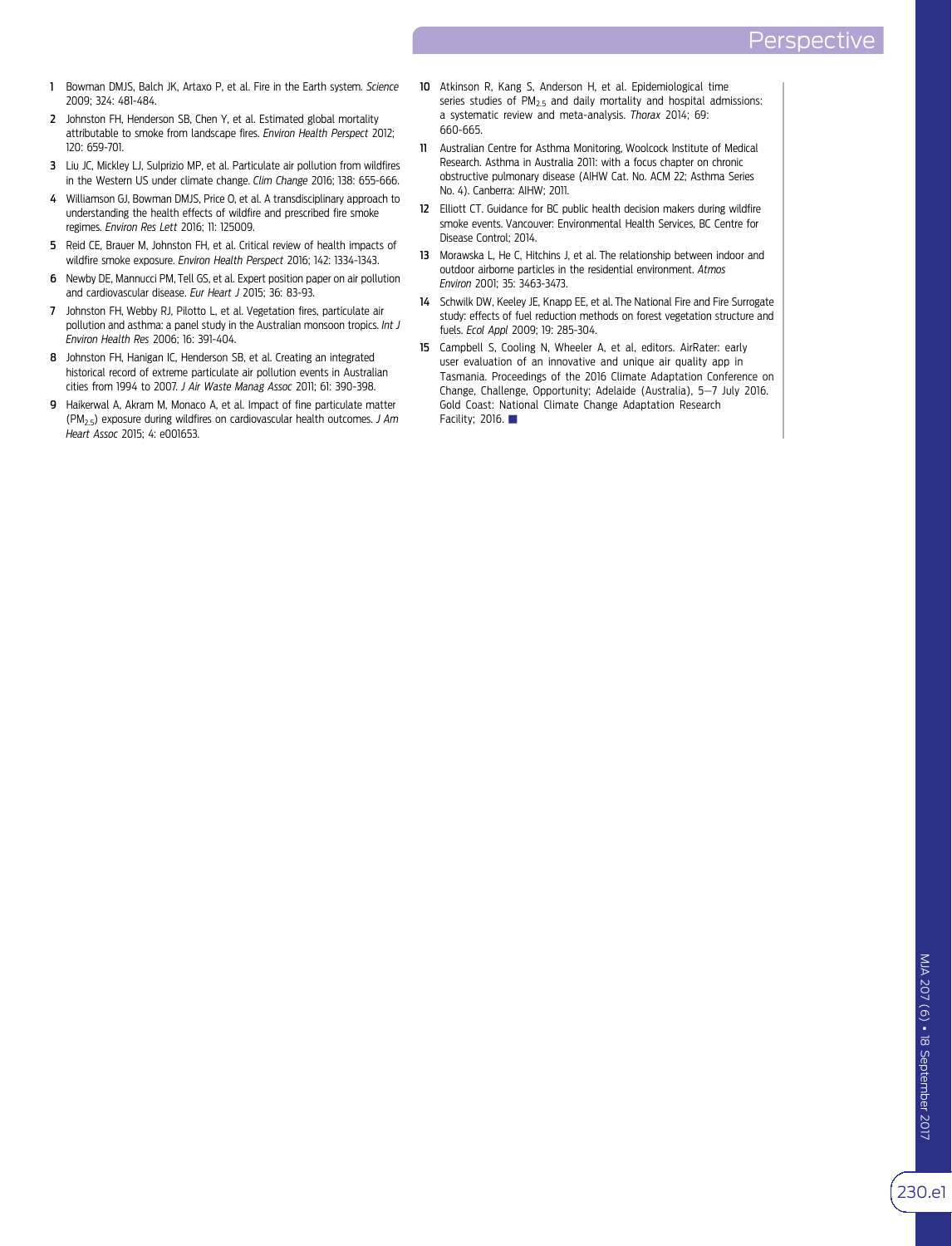1 Bowman DMJS, Balch JK, Artaxo P, et al. Fire in the Earth system. *Science* 2009; 324: 481-484.

2 Johnston FH, Henderson SB, Chen Y, et al. Estimated global mortality attributable to smoke from landscape fires. *Environ Health Perspect* 2012; 120: 659-701.

3 Liu JC, Mickley LJ, Sulprizio MP, et al. Particulate air pollution from wildfires in the Western US under climate change. *Clim Change* 2016; 138: 655-666.

4 Williamson GJ, Bowman DMJS, Price O, et al. A transdisciplinary approach to understanding the health effects of wildfire and prescribed fire smoke regimes. *Environ Res Lett* 2016; 11: 125009.

5 Reid CE, Brauer M, Johnston FH, et al. Critical review of health impacts of wildfire smoke exposure. *Environ Health Perspect* 2016; 142: 1334-1343.

6 Newby DE, Mannucci PM, Tell GS, et al. Expert position paper on air pollution and cardiovascular disease. *Eur Heart J* 2015; 36: 83-93.

7 Johnston FH, Webby RJ, Pilotto L, et al. Vegetation fires, particulate air pollution and asthma: a panel study in the Australian monsoon tropics. *Int J Environ Health Res* 2006; 16: 391-404.

8 Johnston FH, Hanigan IC, Henderson SB, et al. Creating an integrated historical record of extreme particulate air pollution events in Australian cities from 1994 to 2007. *J Air Waste Manag Assoc* 2011; 61: 390-398.

9 Haikerwal A, Akram M, Monaco A, et al. Impact of fine particulate matter ($PM_{2.5}$) exposure during wildfires on cardiovascular health outcomes. *J Am Heart Assoc* 2015; 4: e001653.

10 Atkinson R, Kang S, Anderson H, et al. Epidemiological time series studies of $PM_{2.5}$ and daily mortality and hospital admissions: a systematic review and meta-analysis. *Thorax* 2014; 69: 660-665.

11 Australian Centre for Asthma Monitoring, Woolcock Institute of Medical Research. Asthma in Australia 2011: with a focus chapter on chronic obstructive pulmonary disease (AIHW Cat. No. ACM 22; Asthma Series No. 4). Canberra: AIHW; 2011.

12 Elliott CT. Guidance for BC public health decision makers during wildfire smoke events. Vancouver: Environmental Health Services, BC Centre for Disease Control; 2014.

13 Morawska L, He C, Hitchins J, et al. The relationship between indoor and outdoor airborne particles in the residential environment. *Atmos Environ* 2001; 35: 3463-3473.

14 Schwilk DW, Keeley JE, Knapp EE, et al. The National Fire and Fire Surrogate study: effects of fuel reduction methods on forest vegetation structure and fuels. *Ecol Appl* 2009; 19: 285-304.

15 Campbell S, Cooling N, Wheeler A, et al, editors. AirRater: early user evaluation of an innovative and unique air quality app in Tasmania. Proceedings of the 2016 Climate Adaptation Conference on Change, Challenge, Opportunity; Adelaide (Australia), 5–7 July 2016. Gold Coast: National Climate Change Adaptation Research Facility; 2016. ■